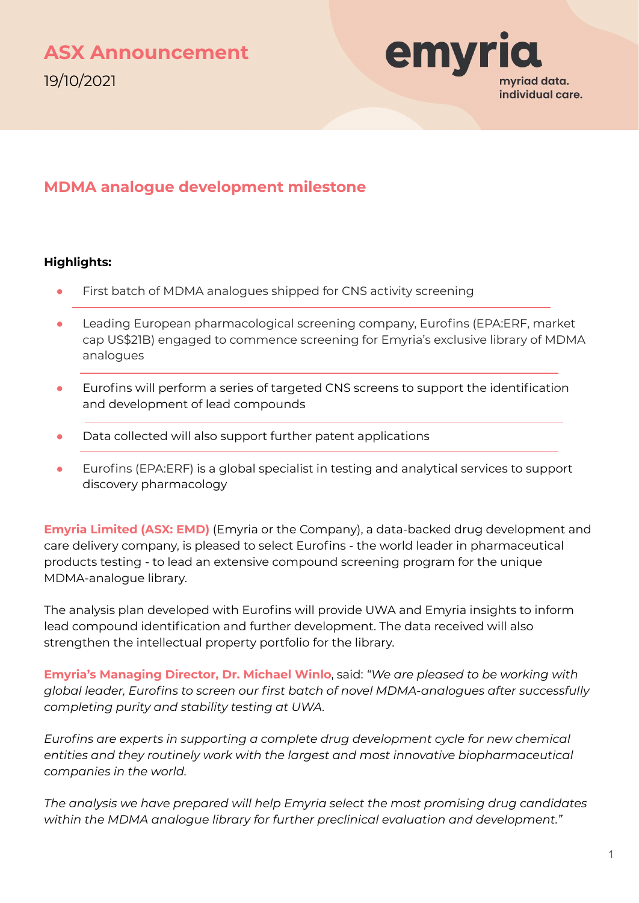# ASX Announcement

19/10/2021

emyria
myriad data.
individual care.

## MDMA analogue development milestone

**Highlights:**

- First batch of MDMA analogues shipped for CNS activity screening
- Leading European pharmacological screening company, Eurofins (EPA:ERF, market cap US$21B) engaged to commence screening for Emyria's exclusive library of MDMA analogues
- Eurofins will perform a series of targeted CNS screens to support the identification and development of lead compounds
- Data collected will also support further patent applications
- Eurofins (EPA:ERF) is a global specialist in testing and analytical services to support discovery pharmacology

**Emyria Limited (ASX: EMD)** (Emyria or the Company), a data-backed drug development and care delivery company, is pleased to select Eurofins - the world leader in pharmaceutical products testing - to lead an extensive compound screening program for the unique MDMA-analogue library.

The analysis plan developed with Eurofins will provide UWA and Emyria insights to inform lead compound identification and further development. The data received will also strengthen the intellectual property portfolio for the library.

**Emyria's Managing Director, Dr. Michael Winlo**, said: *"We are pleased to be working with global leader, Eurofins to screen our first batch of novel MDMA-analogues after successfully completing purity and stability testing at UWA.*

*Eurofins are experts in supporting a complete drug development cycle for new chemical entities and they routinely work with the largest and most innovative biopharmaceutical companies in the world.*

*The analysis we have prepared will help Emyria select the most promising drug candidates within the MDMA analogue library for further preclinical evaluation and development."*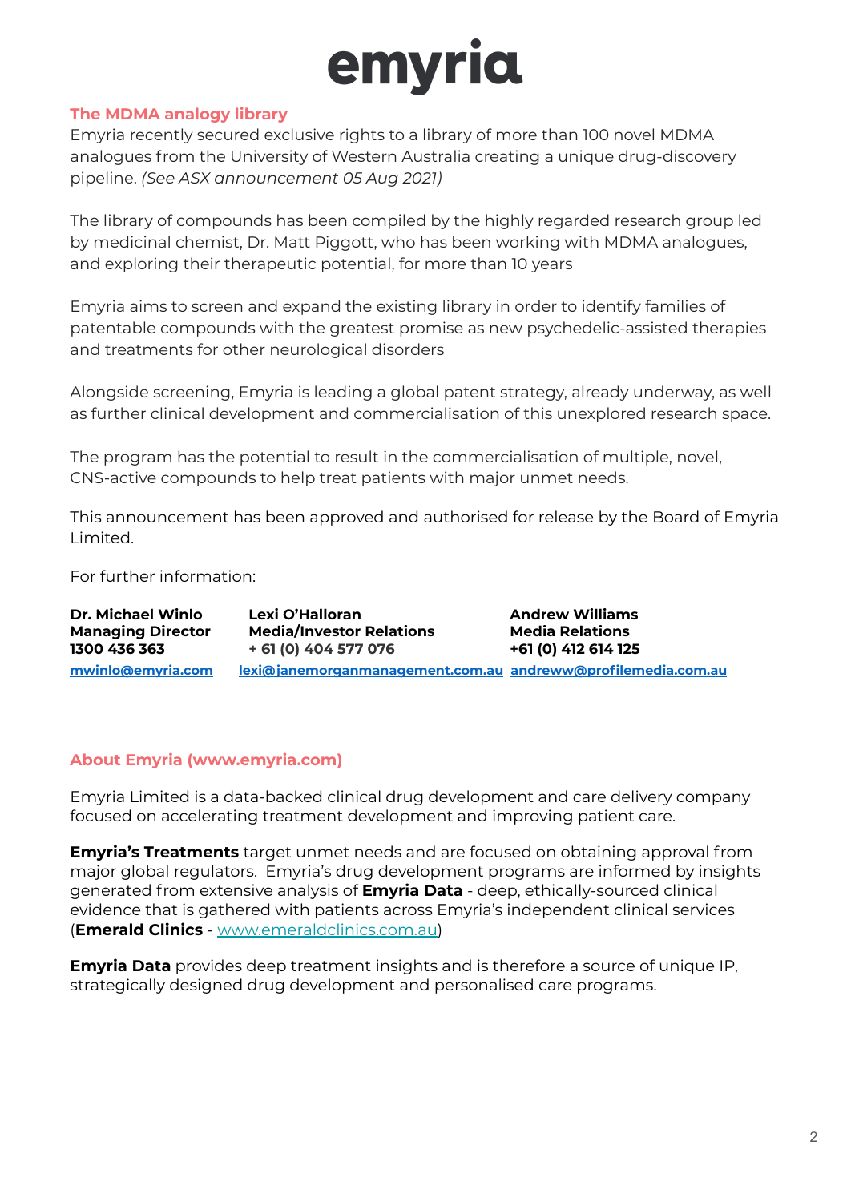## The MDMA analogy library

Emyria recently secured exclusive rights to a library of more than 100 novel MDMA analogues from the University of Western Australia creating a unique drug-discovery pipeline. *(See ASX announcement 05 Aug 2021)*

The library of compounds has been compiled by the highly regarded research group led by medicinal chemist, Dr. Matt Piggott, who has been working with MDMA analogues, and exploring their therapeutic potential, for more than 10 years

Emyria aims to screen and expand the existing library in order to identify families of patentable compounds with the greatest promise as new psychedelic-assisted therapies and treatments for other neurological disorders

Alongside screening, Emyria is leading a global patent strategy, already underway, as well as further clinical development and commercialisation of this unexplored research space.

The program has the potential to result in the commercialisation of multiple, novel, CNS-active compounds to help treat patients with major unmet needs.

This announcement has been approved and authorised for release by the Board of Emyria Limited.

For further information:

| **Dr. Michael Winlo** | **Lexi O'Halloran** | **Andrew Williams** |
|---|---|---|
| **Managing Director** | **Media/Investor Relations** | **Media Relations** |
| **1300 436 363** | **+ 61 (0) 404 577 076** | **+61 (0) 412 614 125** |
| **mwinlo@emyria.com** | **lexi@janemorganmanagement.com.au** | **andreww@profilemedia.com.au** |

---

## About Emyria (www.emyria.com)

Emyria Limited is a data-backed clinical drug development and care delivery company focused on accelerating treatment development and improving patient care.

**Emyria's Treatments** target unmet needs and are focused on obtaining approval from major global regulators. Emyria's drug development programs are informed by insights generated from extensive analysis of **Emyria Data** - deep, ethically-sourced clinical evidence that is gathered with patients across Emyria's independent clinical services (**Emerald Clinics** - www.emeraldclinics.com.au)

**Emyria Data** provides deep treatment insights and is therefore a source of unique IP, strategically designed drug development and personalised care programs.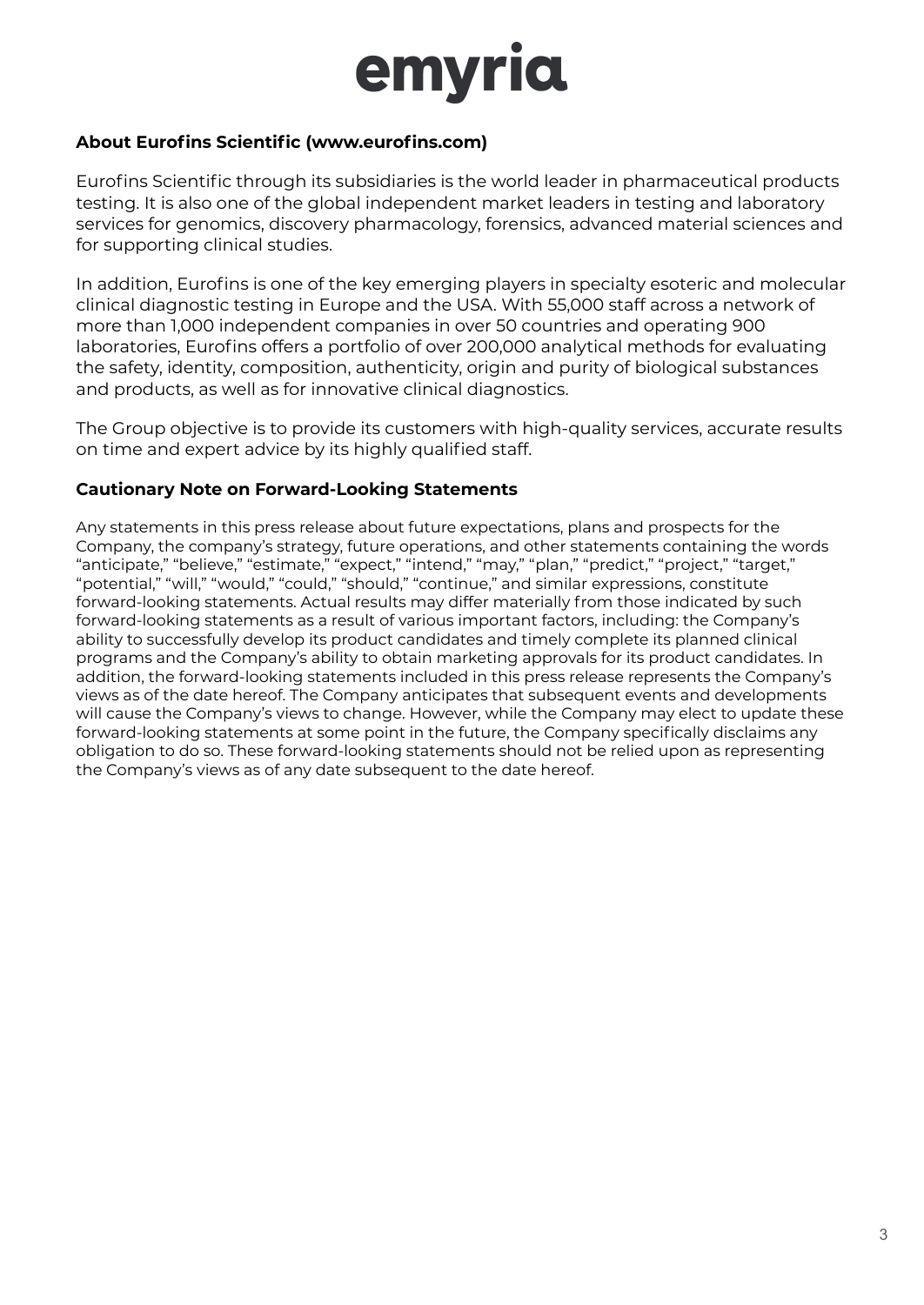**About Eurofins Scientific (www.eurofins.com)**

Eurofins Scientific through its subsidiaries is the world leader in pharmaceutical products testing. It is also one of the global independent market leaders in testing and laboratory services for genomics, discovery pharmacology, forensics, advanced material sciences and for supporting clinical studies.

In addition, Eurofins is one of the key emerging players in specialty esoteric and molecular clinical diagnostic testing in Europe and the USA. With 55,000 staff across a network of more than 1,000 independent companies in over 50 countries and operating 900 laboratories, Eurofins offers a portfolio of over 200,000 analytical methods for evaluating the safety, identity, composition, authenticity, origin and purity of biological substances and products, as well as for innovative clinical diagnostics.

The Group objective is to provide its customers with high-quality services, accurate results on time and expert advice by its highly qualified staff.

**Cautionary Note on Forward-Looking Statements**

Any statements in this press release about future expectations, plans and prospects for the Company, the company's strategy, future operations, and other statements containing the words "anticipate," "believe," "estimate," "expect," "intend," "may," "plan," "predict," "project," "target," "potential," "will," "would," "could," "should," "continue," and similar expressions, constitute forward-looking statements. Actual results may differ materially from those indicated by such forward-looking statements as a result of various important factors, including: the Company's ability to successfully develop its product candidates and timely complete its planned clinical programs and the Company's ability to obtain marketing approvals for its product candidates. In addition, the forward-looking statements included in this press release represents the Company's views as of the date hereof. The Company anticipates that subsequent events and developments will cause the Company's views to change. However, while the Company may elect to update these forward-looking statements at some point in the future, the Company specifically disclaims any obligation to do so. These forward-looking statements should not be relied upon as representing the Company's views as of any date subsequent to the date hereof.